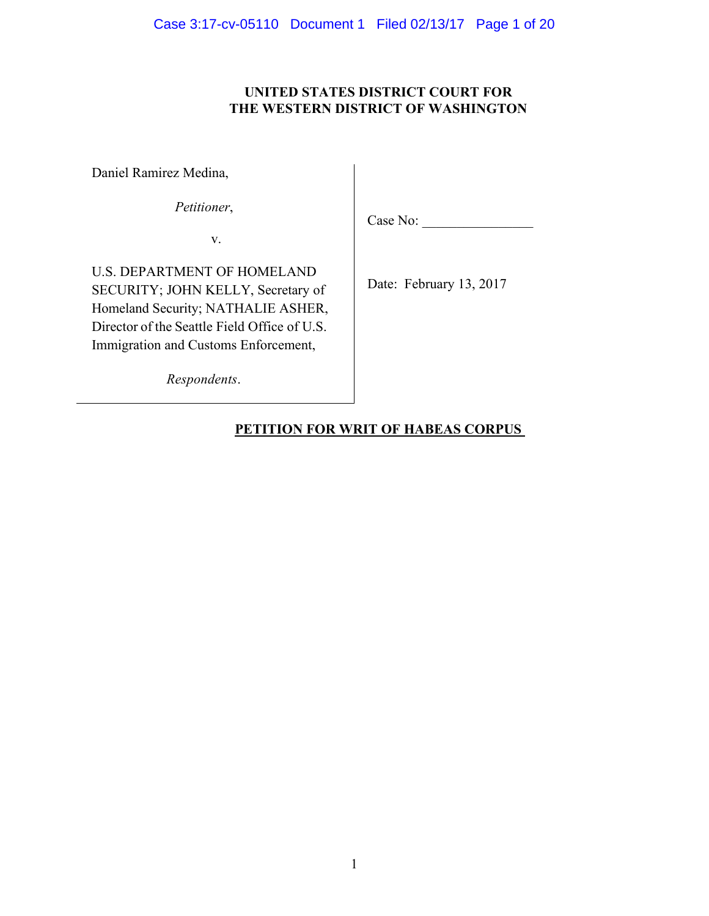**UNITED STATES DISTRICT COURT FOR**
**THE WESTERN DISTRICT OF WASHINGTON**

| | |
|---|---|
| Daniel Ramirez Medina,<br><br>*Petitioner*,<br><br>v.<br><br>U.S. DEPARTMENT OF HOMELAND SECURITY; JOHN KELLY, Secretary of Homeland Security; NATHALIE ASHER, Director of the Seattle Field Office of U.S. Immigration and Customs Enforcement,<br><br>*Respondents*. | Case No: \_\_\_\_\_\_\_\_\_\_\_\_\_\_\_\_<br><br>Date: February 13, 2017 |

**PETITION FOR WRIT OF HABEAS CORPUS**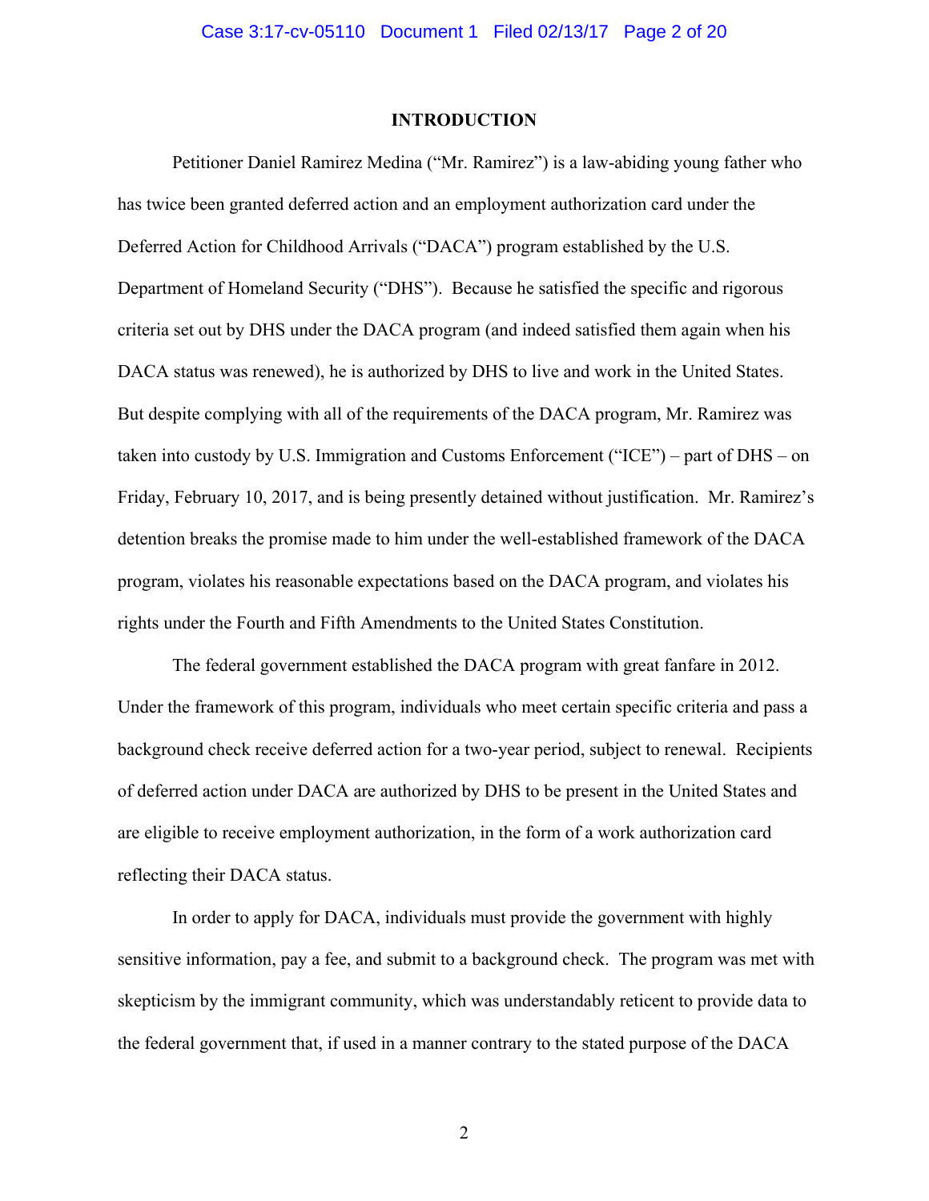## INTRODUCTION

Petitioner Daniel Ramirez Medina ("Mr. Ramirez") is a law-abiding young father who has twice been granted deferred action and an employment authorization card under the Deferred Action for Childhood Arrivals ("DACA") program established by the U.S. Department of Homeland Security ("DHS"). Because he satisfied the specific and rigorous criteria set out by DHS under the DACA program (and indeed satisfied them again when his DACA status was renewed), he is authorized by DHS to live and work in the United States. But despite complying with all of the requirements of the DACA program, Mr. Ramirez was taken into custody by U.S. Immigration and Customs Enforcement ("ICE") – part of DHS – on Friday, February 10, 2017, and is being presently detained without justification. Mr. Ramirez's detention breaks the promise made to him under the well-established framework of the DACA program, violates his reasonable expectations based on the DACA program, and violates his rights under the Fourth and Fifth Amendments to the United States Constitution.

The federal government established the DACA program with great fanfare in 2012. Under the framework of this program, individuals who meet certain specific criteria and pass a background check receive deferred action for a two-year period, subject to renewal. Recipients of deferred action under DACA are authorized by DHS to be present in the United States and are eligible to receive employment authorization, in the form of a work authorization card reflecting their DACA status.

In order to apply for DACA, individuals must provide the government with highly sensitive information, pay a fee, and submit to a background check. The program was met with skepticism by the immigrant community, which was understandably reticent to provide data to the federal government that, if used in a manner contrary to the stated purpose of the DACA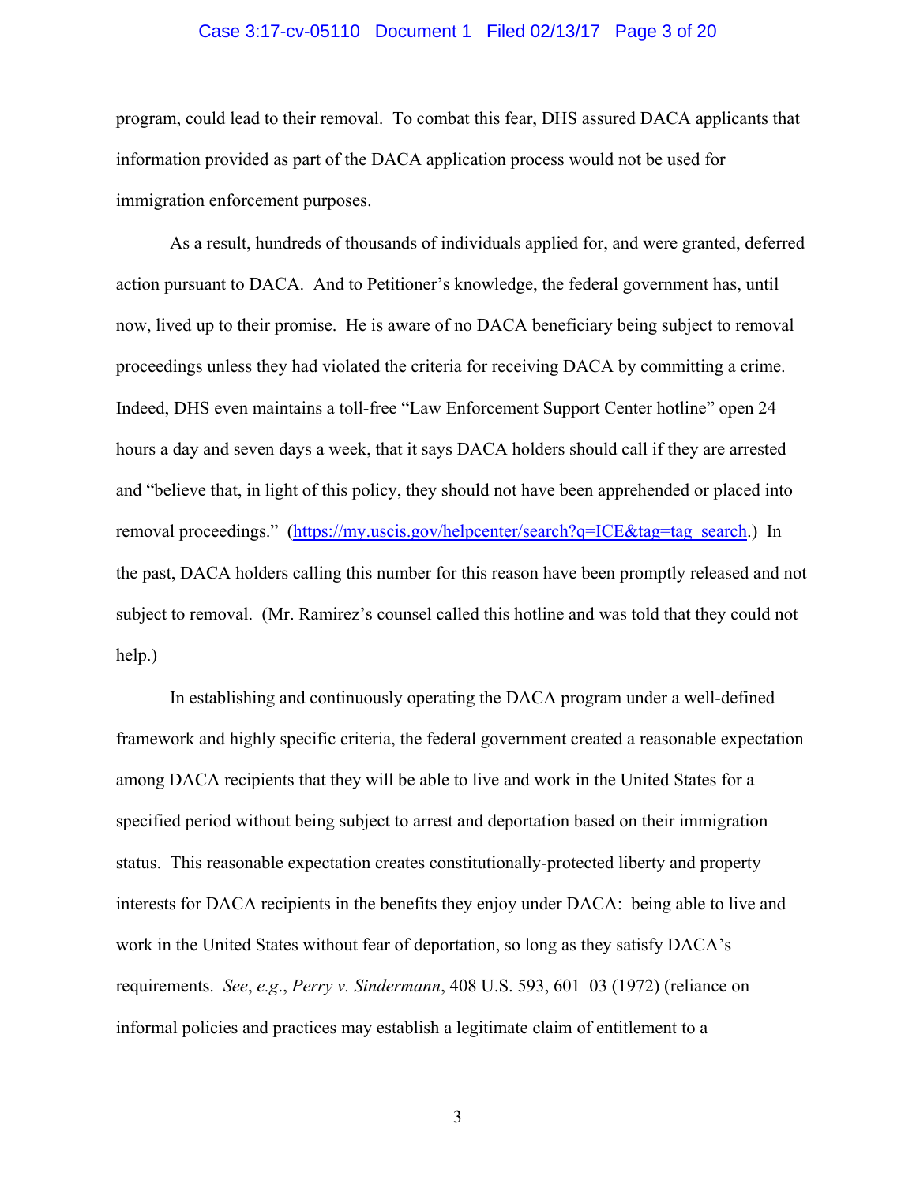program, could lead to their removal. To combat this fear, DHS assured DACA applicants that information provided as part of the DACA application process would not be used for immigration enforcement purposes.

As a result, hundreds of thousands of individuals applied for, and were granted, deferred action pursuant to DACA. And to Petitioner's knowledge, the federal government has, until now, lived up to their promise. He is aware of no DACA beneficiary being subject to removal proceedings unless they had violated the criteria for receiving DACA by committing a crime. Indeed, DHS even maintains a toll-free "Law Enforcement Support Center hotline" open 24 hours a day and seven days a week, that it says DACA holders should call if they are arrested and "believe that, in light of this policy, they should not have been apprehended or placed into removal proceedings." (https://my.uscis.gov/helpcenter/search?q=ICE&tag=tag_search.) In the past, DACA holders calling this number for this reason have been promptly released and not subject to removal. (Mr. Ramirez's counsel called this hotline and was told that they could not help.)

In establishing and continuously operating the DACA program under a well-defined framework and highly specific criteria, the federal government created a reasonable expectation among DACA recipients that they will be able to live and work in the United States for a specified period without being subject to arrest and deportation based on their immigration status. This reasonable expectation creates constitutionally-protected liberty and property interests for DACA recipients in the benefits they enjoy under DACA: being able to live and work in the United States without fear of deportation, so long as they satisfy DACA's requirements. *See*, *e.g.*, *Perry v. Sindermann*, 408 U.S. 593, 601–03 (1972) (reliance on informal policies and practices may establish a legitimate claim of entitlement to a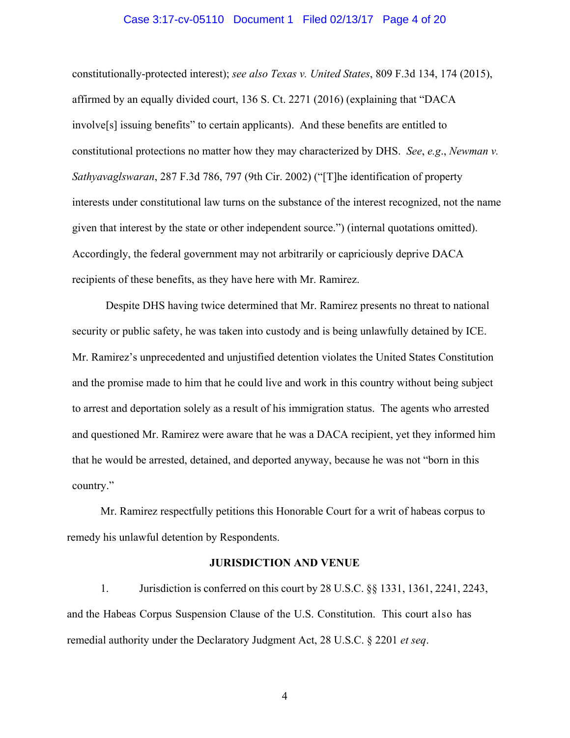constitutionally-protected interest); *see also Texas v. United States*, 809 F.3d 134, 174 (2015), affirmed by an equally divided court, 136 S. Ct. 2271 (2016) (explaining that "DACA involve[s] issuing benefits" to certain applicants). And these benefits are entitled to constitutional protections no matter how they may characterized by DHS. *See*, *e.g.*, *Newman v. Sathyavaglswaran*, 287 F.3d 786, 797 (9th Cir. 2002) ("[T]he identification of property interests under constitutional law turns on the substance of the interest recognized, not the name given that interest by the state or other independent source.") (internal quotations omitted). Accordingly, the federal government may not arbitrarily or capriciously deprive DACA recipients of these benefits, as they have here with Mr. Ramirez.

Despite DHS having twice determined that Mr. Ramirez presents no threat to national security or public safety, he was taken into custody and is being unlawfully detained by ICE. Mr. Ramirez's unprecedented and unjustified detention violates the United States Constitution and the promise made to him that he could live and work in this country without being subject to arrest and deportation solely as a result of his immigration status. The agents who arrested and questioned Mr. Ramirez were aware that he was a DACA recipient, yet they informed him that he would be arrested, detained, and deported anyway, because he was not "born in this country."

Mr. Ramirez respectfully petitions this Honorable Court for a writ of habeas corpus to remedy his unlawful detention by Respondents.

## JURISDICTION AND VENUE

1. Jurisdiction is conferred on this court by 28 U.S.C. §§ 1331, 1361, 2241, 2243, and the Habeas Corpus Suspension Clause of the U.S. Constitution. This court also has remedial authority under the Declaratory Judgment Act, 28 U.S.C. § 2201 *et seq*.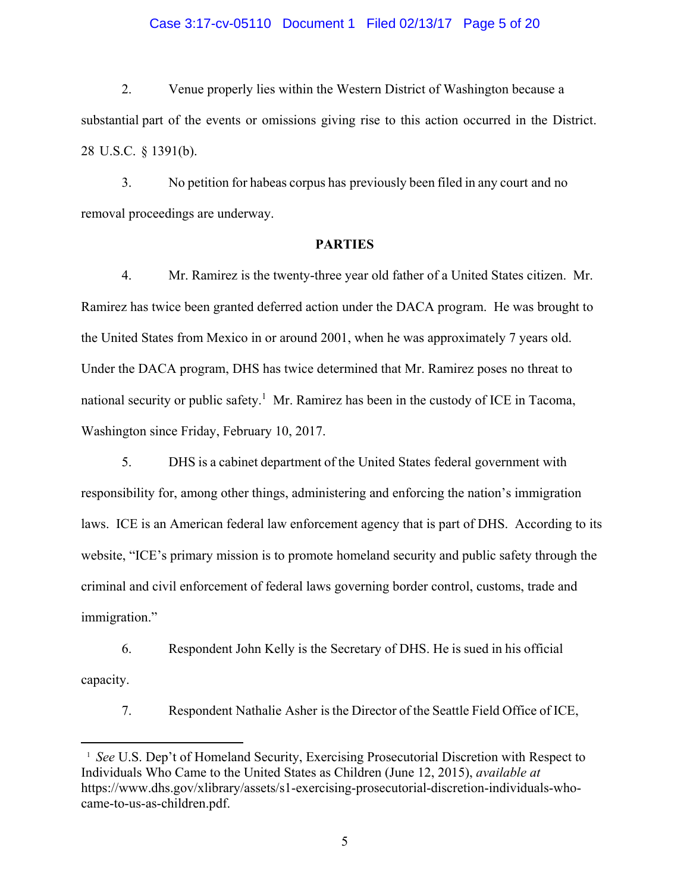2. Venue properly lies within the Western District of Washington because a substantial part of the events or omissions giving rise to this action occurred in the District. 28 U.S.C. § 1391(b).

3. No petition for habeas corpus has previously been filed in any court and no removal proceedings are underway.

**PARTIES**

4. Mr. Ramirez is the twenty-three year old father of a United States citizen. Mr. Ramirez has twice been granted deferred action under the DACA program. He was brought to the United States from Mexico in or around 2001, when he was approximately 7 years old. Under the DACA program, DHS has twice determined that Mr. Ramirez poses no threat to national security or public safety.[1] Mr. Ramirez has been in the custody of ICE in Tacoma, Washington since Friday, February 10, 2017.

5. DHS is a cabinet department of the United States federal government with responsibility for, among other things, administering and enforcing the nation's immigration laws. ICE is an American federal law enforcement agency that is part of DHS. According to its website, "ICE's primary mission is to promote homeland security and public safety through the criminal and civil enforcement of federal laws governing border control, customs, trade and immigration."

6. Respondent John Kelly is the Secretary of DHS. He is sued in his official capacity.

7. Respondent Nathalie Asher is the Director of the Seattle Field Office of ICE,

---

[1] *See* U.S. Dep't of Homeland Security, Exercising Prosecutorial Discretion with Respect to Individuals Who Came to the United States as Children (June 12, 2015), *available at* https://www.dhs.gov/xlibrary/assets/s1-exercising-prosecutorial-discretion-individuals-who-came-to-us-as-children.pdf.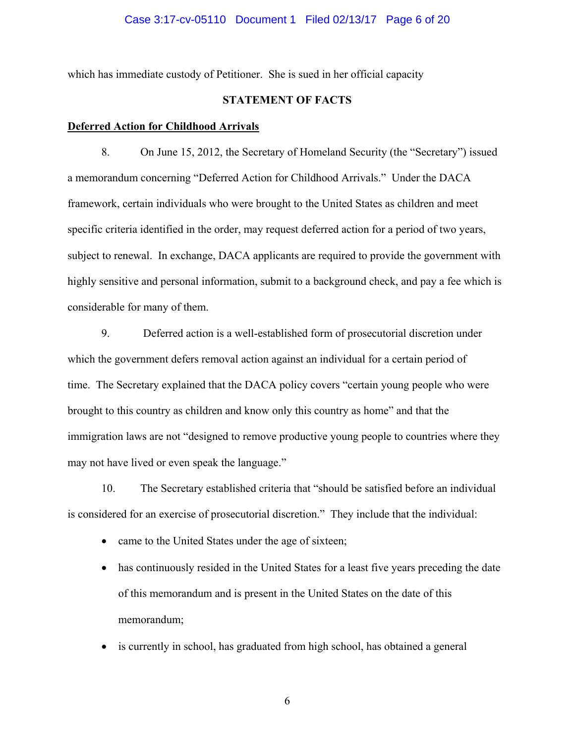which has immediate custody of Petitioner. She is sued in her official capacity

## STATEMENT OF FACTS

**Deferred Action for Childhood Arrivals**

8. On June 15, 2012, the Secretary of Homeland Security (the "Secretary") issued a memorandum concerning "Deferred Action for Childhood Arrivals." Under the DACA framework, certain individuals who were brought to the United States as children and meet specific criteria identified in the order, may request deferred action for a period of two years, subject to renewal. In exchange, DACA applicants are required to provide the government with highly sensitive and personal information, submit to a background check, and pay a fee which is considerable for many of them.

9. Deferred action is a well-established form of prosecutorial discretion under which the government defers removal action against an individual for a certain period of time. The Secretary explained that the DACA policy covers "certain young people who were brought to this country as children and know only this country as home" and that the immigration laws are not "designed to remove productive young people to countries where they may not have lived or even speak the language."

10. The Secretary established criteria that "should be satisfied before an individual is considered for an exercise of prosecutorial discretion." They include that the individual:

- came to the United States under the age of sixteen;
- has continuously resided in the United States for a least five years preceding the date of this memorandum and is present in the United States on the date of this memorandum;
- is currently in school, has graduated from high school, has obtained a general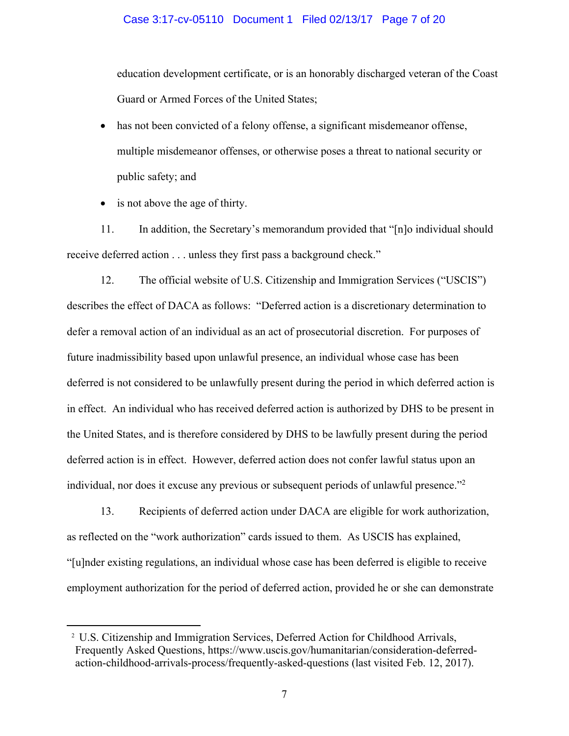education development certificate, or is an honorably discharged veteran of the Coast Guard or Armed Forces of the United States;

- has not been convicted of a felony offense, a significant misdemeanor offense, multiple misdemeanor offenses, or otherwise poses a threat to national security or public safety; and
- is not above the age of thirty.

11. In addition, the Secretary's memorandum provided that "[n]o individual should receive deferred action . . . unless they first pass a background check."

12. The official website of U.S. Citizenship and Immigration Services ("USCIS") describes the effect of DACA as follows: "Deferred action is a discretionary determination to defer a removal action of an individual as an act of prosecutorial discretion. For purposes of future inadmissibility based upon unlawful presence, an individual whose case has been deferred is not considered to be unlawfully present during the period in which deferred action is in effect. An individual who has received deferred action is authorized by DHS to be present in the United States, and is therefore considered by DHS to be lawfully present during the period deferred action is in effect. However, deferred action does not confer lawful status upon an individual, nor does it excuse any previous or subsequent periods of unlawful presence."[2]

13. Recipients of deferred action under DACA are eligible for work authorization, as reflected on the "work authorization" cards issued to them. As USCIS has explained, "[u]nder existing regulations, an individual whose case has been deferred is eligible to receive employment authorization for the period of deferred action, provided he or she can demonstrate

---

[2] U.S. Citizenship and Immigration Services, Deferred Action for Childhood Arrivals, Frequently Asked Questions, https://www.uscis.gov/humanitarian/consideration-deferred-action-childhood-arrivals-process/frequently-asked-questions (last visited Feb. 12, 2017).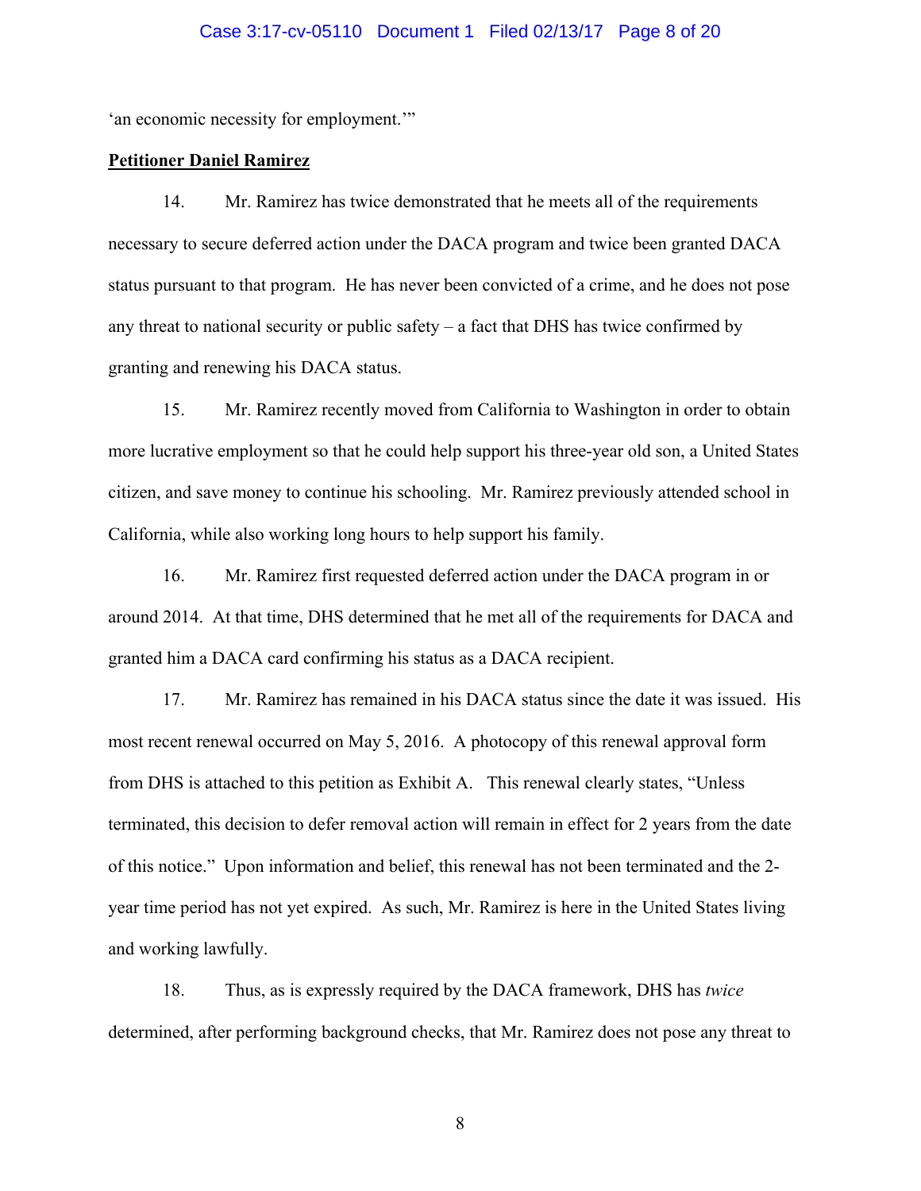'an economic necessity for employment.'"

**Petitioner Daniel Ramirez**

14. Mr. Ramirez has twice demonstrated that he meets all of the requirements necessary to secure deferred action under the DACA program and twice been granted DACA status pursuant to that program. He has never been convicted of a crime, and he does not pose any threat to national security or public safety – a fact that DHS has twice confirmed by granting and renewing his DACA status.

15. Mr. Ramirez recently moved from California to Washington in order to obtain more lucrative employment so that he could help support his three-year old son, a United States citizen, and save money to continue his schooling. Mr. Ramirez previously attended school in California, while also working long hours to help support his family.

16. Mr. Ramirez first requested deferred action under the DACA program in or around 2014. At that time, DHS determined that he met all of the requirements for DACA and granted him a DACA card confirming his status as a DACA recipient.

17. Mr. Ramirez has remained in his DACA status since the date it was issued. His most recent renewal occurred on May 5, 2016. A photocopy of this renewal approval form from DHS is attached to this petition as Exhibit A. This renewal clearly states, "Unless terminated, this decision to defer removal action will remain in effect for 2 years from the date of this notice." Upon information and belief, this renewal has not been terminated and the 2-year time period has not yet expired. As such, Mr. Ramirez is here in the United States living and working lawfully.

18. Thus, as is expressly required by the DACA framework, DHS has *twice* determined, after performing background checks, that Mr. Ramirez does not pose any threat to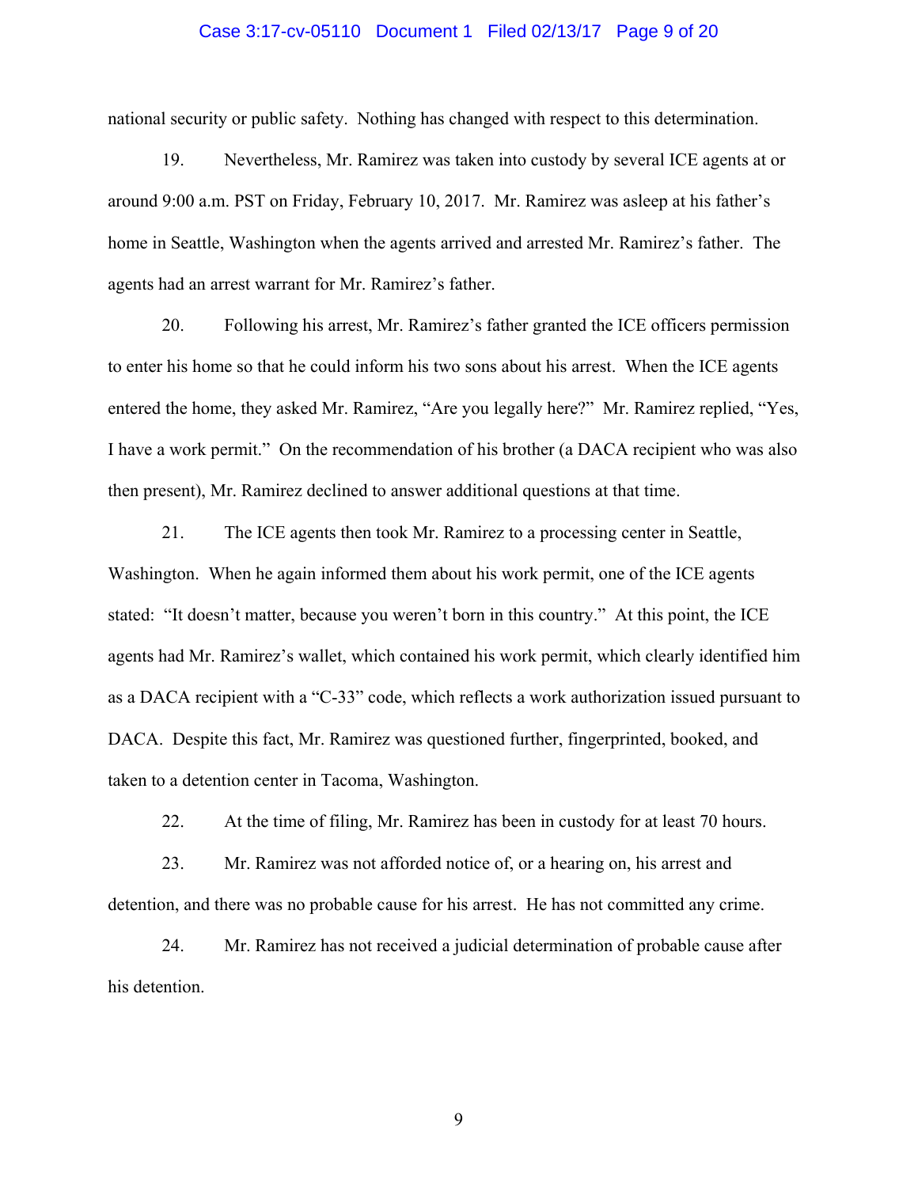national security or public safety. Nothing has changed with respect to this determination.

19. Nevertheless, Mr. Ramirez was taken into custody by several ICE agents at or around 9:00 a.m. PST on Friday, February 10, 2017. Mr. Ramirez was asleep at his father's home in Seattle, Washington when the agents arrived and arrested Mr. Ramirez's father. The agents had an arrest warrant for Mr. Ramirez's father.

20. Following his arrest, Mr. Ramirez's father granted the ICE officers permission to enter his home so that he could inform his two sons about his arrest. When the ICE agents entered the home, they asked Mr. Ramirez, "Are you legally here?" Mr. Ramirez replied, "Yes, I have a work permit." On the recommendation of his brother (a DACA recipient who was also then present), Mr. Ramirez declined to answer additional questions at that time.

21. The ICE agents then took Mr. Ramirez to a processing center in Seattle, Washington. When he again informed them about his work permit, one of the ICE agents stated: "It doesn't matter, because you weren't born in this country." At this point, the ICE agents had Mr. Ramirez's wallet, which contained his work permit, which clearly identified him as a DACA recipient with a "C-33" code, which reflects a work authorization issued pursuant to DACA. Despite this fact, Mr. Ramirez was questioned further, fingerprinted, booked, and taken to a detention center in Tacoma, Washington.

22. At the time of filing, Mr. Ramirez has been in custody for at least 70 hours.

23. Mr. Ramirez was not afforded notice of, or a hearing on, his arrest and detention, and there was no probable cause for his arrest. He has not committed any crime.

24. Mr. Ramirez has not received a judicial determination of probable cause after his detention.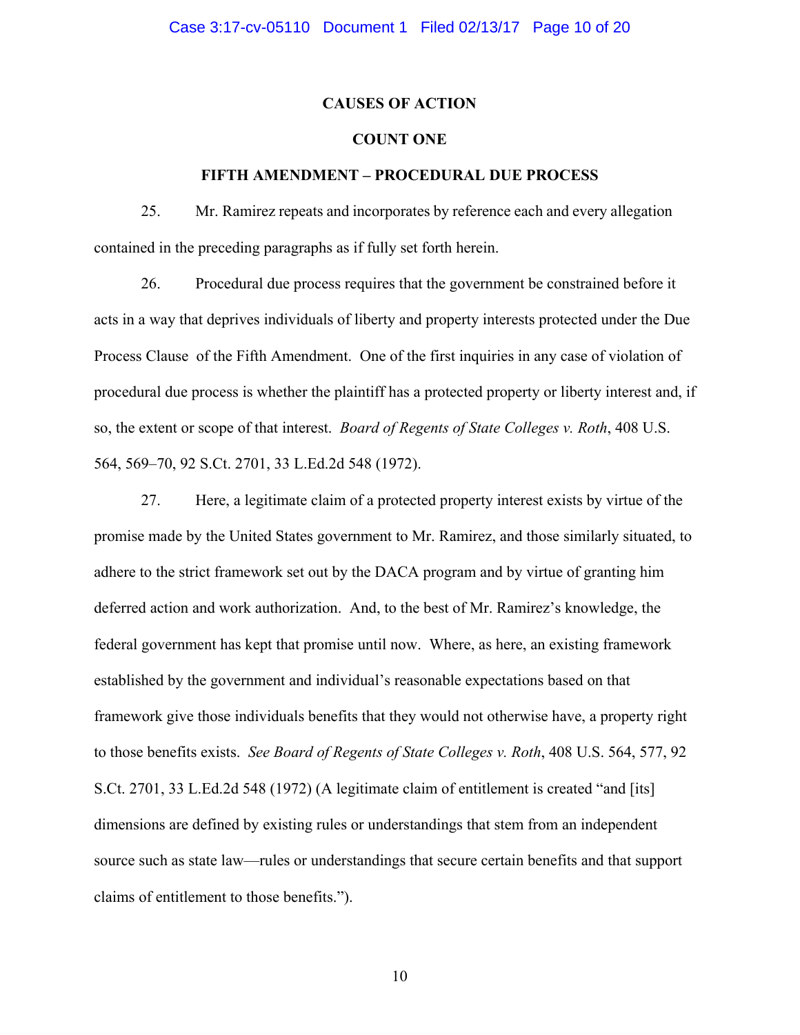## CAUSES OF ACTION

### COUNT ONE

### FIFTH AMENDMENT – PROCEDURAL DUE PROCESS

25. Mr. Ramirez repeats and incorporates by reference each and every allegation contained in the preceding paragraphs as if fully set forth herein.

26. Procedural due process requires that the government be constrained before it acts in a way that deprives individuals of liberty and property interests protected under the Due Process Clause of the Fifth Amendment. One of the first inquiries in any case of violation of procedural due process is whether the plaintiff has a protected property or liberty interest and, if so, the extent or scope of that interest. *Board of Regents of State Colleges v. Roth*, 408 U.S. 564, 569–70, 92 S.Ct. 2701, 33 L.Ed.2d 548 (1972).

27. Here, a legitimate claim of a protected property interest exists by virtue of the promise made by the United States government to Mr. Ramirez, and those similarly situated, to adhere to the strict framework set out by the DACA program and by virtue of granting him deferred action and work authorization. And, to the best of Mr. Ramirez's knowledge, the federal government has kept that promise until now. Where, as here, an existing framework established by the government and individual's reasonable expectations based on that framework give those individuals benefits that they would not otherwise have, a property right to those benefits exists. *See Board of Regents of State Colleges v. Roth*, 408 U.S. 564, 577, 92 S.Ct. 2701, 33 L.Ed.2d 548 (1972) (A legitimate claim of entitlement is created "and [its] dimensions are defined by existing rules or understandings that stem from an independent source such as state law—rules or understandings that secure certain benefits and that support claims of entitlement to those benefits.").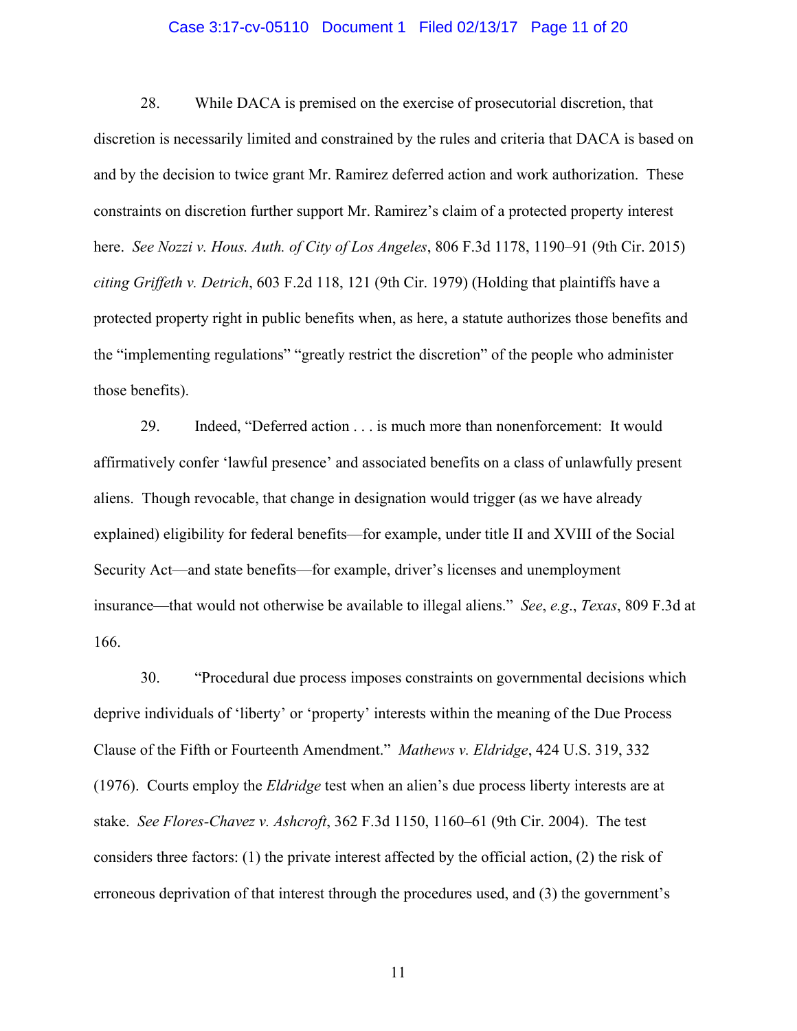28. While DACA is premised on the exercise of prosecutorial discretion, that discretion is necessarily limited and constrained by the rules and criteria that DACA is based on and by the decision to twice grant Mr. Ramirez deferred action and work authorization. These constraints on discretion further support Mr. Ramirez's claim of a protected property interest here. *See Nozzi v. Hous. Auth. of City of Los Angeles*, 806 F.3d 1178, 1190–91 (9th Cir. 2015) *citing Griffeth v. Detrich*, 603 F.2d 118, 121 (9th Cir. 1979) (Holding that plaintiffs have a protected property right in public benefits when, as here, a statute authorizes those benefits and the "implementing regulations" "greatly restrict the discretion" of the people who administer those benefits).

29. Indeed, "Deferred action . . . is much more than nonenforcement: It would affirmatively confer 'lawful presence' and associated benefits on a class of unlawfully present aliens. Though revocable, that change in designation would trigger (as we have already explained) eligibility for federal benefits—for example, under title II and XVIII of the Social Security Act—and state benefits—for example, driver's licenses and unemployment insurance—that would not otherwise be available to illegal aliens." *See*, *e.g.*, *Texas*, 809 F.3d at 166.

30. "Procedural due process imposes constraints on governmental decisions which deprive individuals of 'liberty' or 'property' interests within the meaning of the Due Process Clause of the Fifth or Fourteenth Amendment." *Mathews v. Eldridge*, 424 U.S. 319, 332 (1976). Courts employ the *Eldridge* test when an alien's due process liberty interests are at stake. *See Flores-Chavez v. Ashcroft*, 362 F.3d 1150, 1160–61 (9th Cir. 2004). The test considers three factors: (1) the private interest affected by the official action, (2) the risk of erroneous deprivation of that interest through the procedures used, and (3) the government's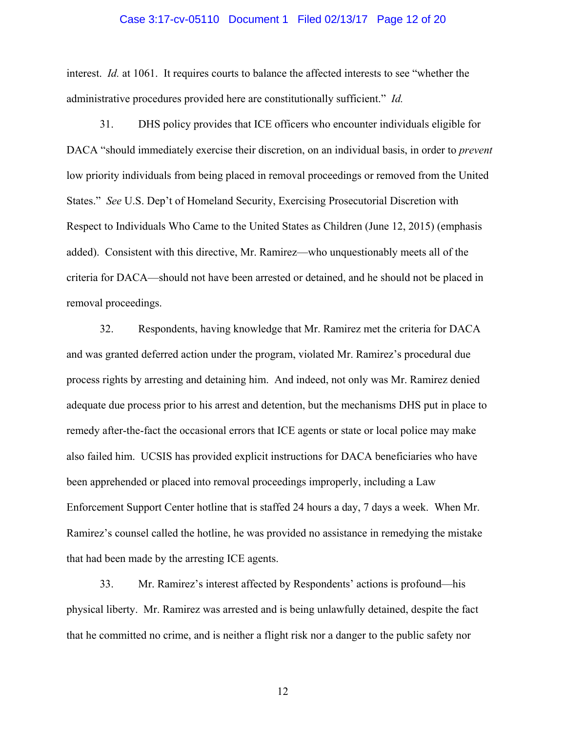interest. *Id.* at 1061. It requires courts to balance the affected interests to see "whether the administrative procedures provided here are constitutionally sufficient." *Id.*

31. DHS policy provides that ICE officers who encounter individuals eligible for DACA "should immediately exercise their discretion, on an individual basis, in order to *prevent* low priority individuals from being placed in removal proceedings or removed from the United States." *See* U.S. Dep't of Homeland Security, Exercising Prosecutorial Discretion with Respect to Individuals Who Came to the United States as Children (June 12, 2015) (emphasis added). Consistent with this directive, Mr. Ramirez—who unquestionably meets all of the criteria for DACA—should not have been arrested or detained, and he should not be placed in removal proceedings.

32. Respondents, having knowledge that Mr. Ramirez met the criteria for DACA and was granted deferred action under the program, violated Mr. Ramirez's procedural due process rights by arresting and detaining him. And indeed, not only was Mr. Ramirez denied adequate due process prior to his arrest and detention, but the mechanisms DHS put in place to remedy after-the-fact the occasional errors that ICE agents or state or local police may make also failed him. UCSIS has provided explicit instructions for DACA beneficiaries who have been apprehended or placed into removal proceedings improperly, including a Law Enforcement Support Center hotline that is staffed 24 hours a day, 7 days a week. When Mr. Ramirez's counsel called the hotline, he was provided no assistance in remedying the mistake that had been made by the arresting ICE agents.

33. Mr. Ramirez's interest affected by Respondents' actions is profound—his physical liberty. Mr. Ramirez was arrested and is being unlawfully detained, despite the fact that he committed no crime, and is neither a flight risk nor a danger to the public safety nor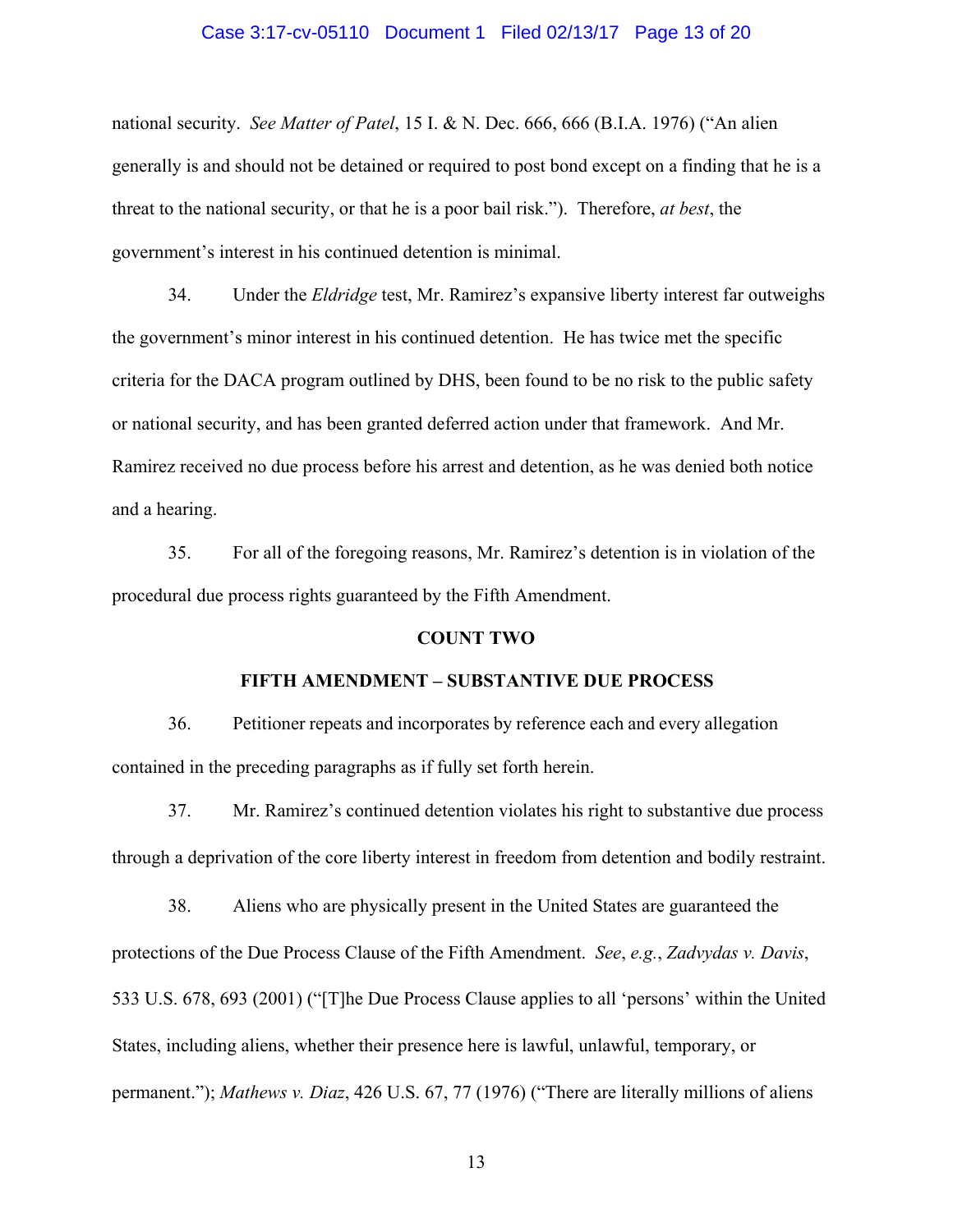national security. *See Matter of Patel*, 15 I. & N. Dec. 666, 666 (B.I.A. 1976) ("An alien generally is and should not be detained or required to post bond except on a finding that he is a threat to the national security, or that he is a poor bail risk."). Therefore, *at best*, the government's interest in his continued detention is minimal.

34. Under the *Eldridge* test, Mr. Ramirez's expansive liberty interest far outweighs the government's minor interest in his continued detention. He has twice met the specific criteria for the DACA program outlined by DHS, been found to be no risk to the public safety or national security, and has been granted deferred action under that framework. And Mr. Ramirez received no due process before his arrest and detention, as he was denied both notice and a hearing.

35. For all of the foregoing reasons, Mr. Ramirez's detention is in violation of the procedural due process rights guaranteed by the Fifth Amendment.

**COUNT TWO**

**FIFTH AMENDMENT – SUBSTANTIVE DUE PROCESS**

36. Petitioner repeats and incorporates by reference each and every allegation contained in the preceding paragraphs as if fully set forth herein.

37. Mr. Ramirez's continued detention violates his right to substantive due process through a deprivation of the core liberty interest in freedom from detention and bodily restraint.

38. Aliens who are physically present in the United States are guaranteed the protections of the Due Process Clause of the Fifth Amendment. *See*, *e.g.*, *Zadvydas v. Davis*, 533 U.S. 678, 693 (2001) ("[T]he Due Process Clause applies to all 'persons' within the United States, including aliens, whether their presence here is lawful, unlawful, temporary, or permanent."); *Mathews v. Diaz*, 426 U.S. 67, 77 (1976) ("There are literally millions of aliens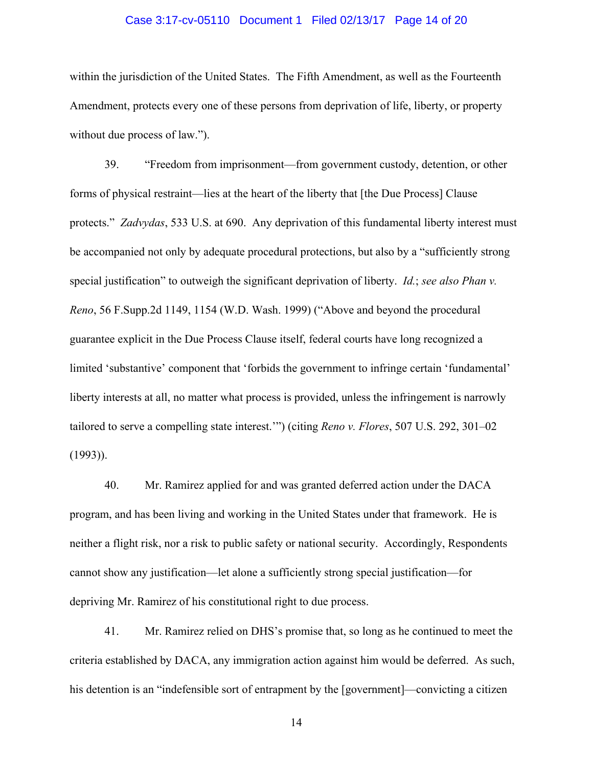within the jurisdiction of the United States. The Fifth Amendment, as well as the Fourteenth Amendment, protects every one of these persons from deprivation of life, liberty, or property without due process of law.").

39. "Freedom from imprisonment—from government custody, detention, or other forms of physical restraint—lies at the heart of the liberty that [the Due Process] Clause protects." *Zadvydas*, 533 U.S. at 690. Any deprivation of this fundamental liberty interest must be accompanied not only by adequate procedural protections, but also by a "sufficiently strong special justification" to outweigh the significant deprivation of liberty. *Id.*; *see also Phan v. Reno*, 56 F.Supp.2d 1149, 1154 (W.D. Wash. 1999) ("Above and beyond the procedural guarantee explicit in the Due Process Clause itself, federal courts have long recognized a limited 'substantive' component that 'forbids the government to infringe certain 'fundamental' liberty interests at all, no matter what process is provided, unless the infringement is narrowly tailored to serve a compelling state interest.'") (citing *Reno v. Flores*, 507 U.S. 292, 301–02 (1993)).

40. Mr. Ramirez applied for and was granted deferred action under the DACA program, and has been living and working in the United States under that framework. He is neither a flight risk, nor a risk to public safety or national security. Accordingly, Respondents cannot show any justification—let alone a sufficiently strong special justification—for depriving Mr. Ramirez of his constitutional right to due process.

41. Mr. Ramirez relied on DHS's promise that, so long as he continued to meet the criteria established by DACA, any immigration action against him would be deferred. As such, his detention is an "indefensible sort of entrapment by the [government]—convicting a citizen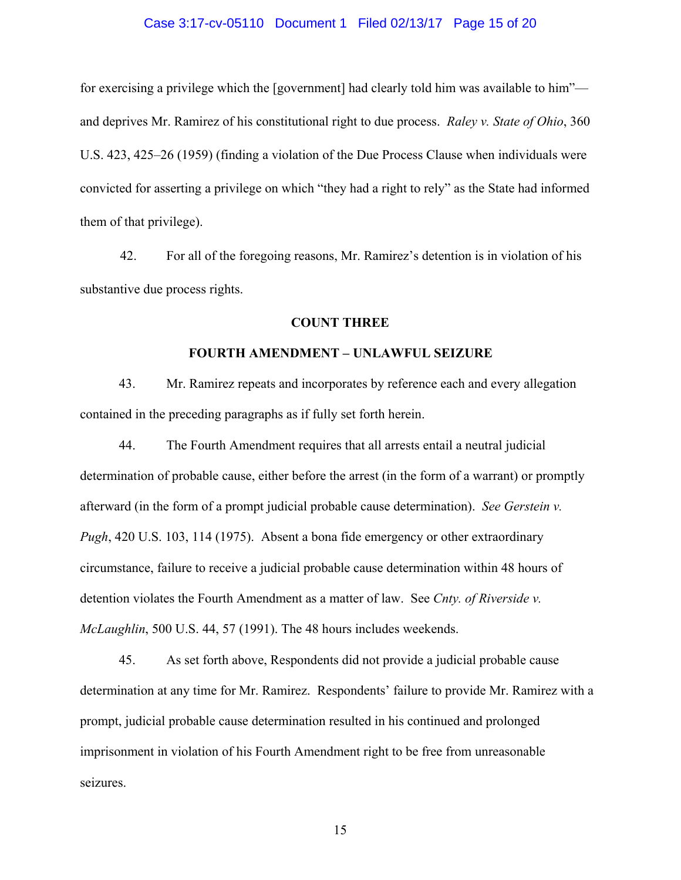for exercising a privilege which the [government] had clearly told him was available to him"—and deprives Mr. Ramirez of his constitutional right to due process. *Raley v. State of Ohio*, 360 U.S. 423, 425–26 (1959) (finding a violation of the Due Process Clause when individuals were convicted for asserting a privilege on which "they had a right to rely" as the State had informed them of that privilege).

42. For all of the foregoing reasons, Mr. Ramirez's detention is in violation of his substantive due process rights.

**COUNT THREE**

**FOURTH AMENDMENT – UNLAWFUL SEIZURE**

43. Mr. Ramirez repeats and incorporates by reference each and every allegation contained in the preceding paragraphs as if fully set forth herein.

44. The Fourth Amendment requires that all arrests entail a neutral judicial determination of probable cause, either before the arrest (in the form of a warrant) or promptly afterward (in the form of a prompt judicial probable cause determination). *See Gerstein v. Pugh*, 420 U.S. 103, 114 (1975). Absent a bona fide emergency or other extraordinary circumstance, failure to receive a judicial probable cause determination within 48 hours of detention violates the Fourth Amendment as a matter of law. See *Cnty. of Riverside v. McLaughlin*, 500 U.S. 44, 57 (1991). The 48 hours includes weekends.

45. As set forth above, Respondents did not provide a judicial probable cause determination at any time for Mr. Ramirez. Respondents' failure to provide Mr. Ramirez with a prompt, judicial probable cause determination resulted in his continued and prolonged imprisonment in violation of his Fourth Amendment right to be free from unreasonable seizures.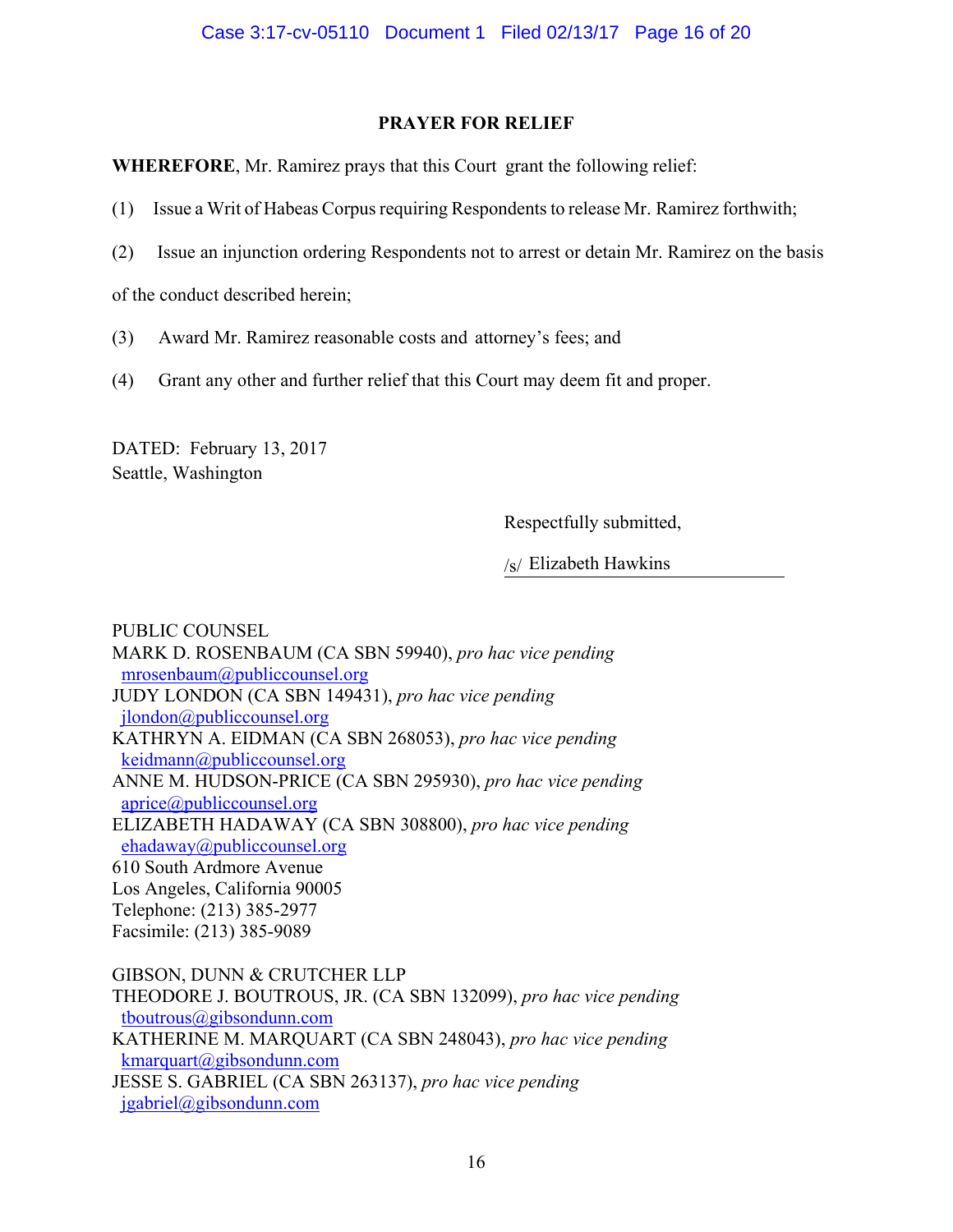## PRAYER FOR RELIEF

**WHEREFORE**, Mr. Ramirez prays that this Court grant the following relief:

(1) Issue a Writ of Habeas Corpus requiring Respondents to release Mr. Ramirez forthwith;

(2) Issue an injunction ordering Respondents not to arrest or detain Mr. Ramirez on the basis of the conduct described herein;

(3) Award Mr. Ramirez reasonable costs and attorney's fees; and

(4) Grant any other and further relief that this Court may deem fit and proper.

DATED: February 13, 2017
Seattle, Washington

Respectfully submitted,

/s/ Elizabeth Hawkins

PUBLIC COUNSEL
MARK D. ROSENBAUM (CA SBN 59940), *pro hac vice pending*
mrosenbaum@publiccounsel.org
JUDY LONDON (CA SBN 149431), *pro hac vice pending*
jlondon@publiccounsel.org
KATHRYN A. EIDMAN (CA SBN 268053), *pro hac vice pending*
keidmann@publiccounsel.org
ANNE M. HUDSON-PRICE (CA SBN 295930), *pro hac vice pending*
aprice@publiccounsel.org
ELIZABETH HADAWAY (CA SBN 308800), *pro hac vice pending*
ehadaway@publiccounsel.org
610 South Ardmore Avenue
Los Angeles, California 90005
Telephone: (213) 385-2977
Facsimile: (213) 385-9089

GIBSON, DUNN & CRUTCHER LLP
THEODORE J. BOUTROUS, JR. (CA SBN 132099), *pro hac vice pending*
tboutrous@gibsondunn.com
KATHERINE M. MARQUART (CA SBN 248043), *pro hac vice pending*
kmarquart@gibsondunn.com
JESSE S. GABRIEL (CA SBN 263137), *pro hac vice pending*
jgabriel@gibsondunn.com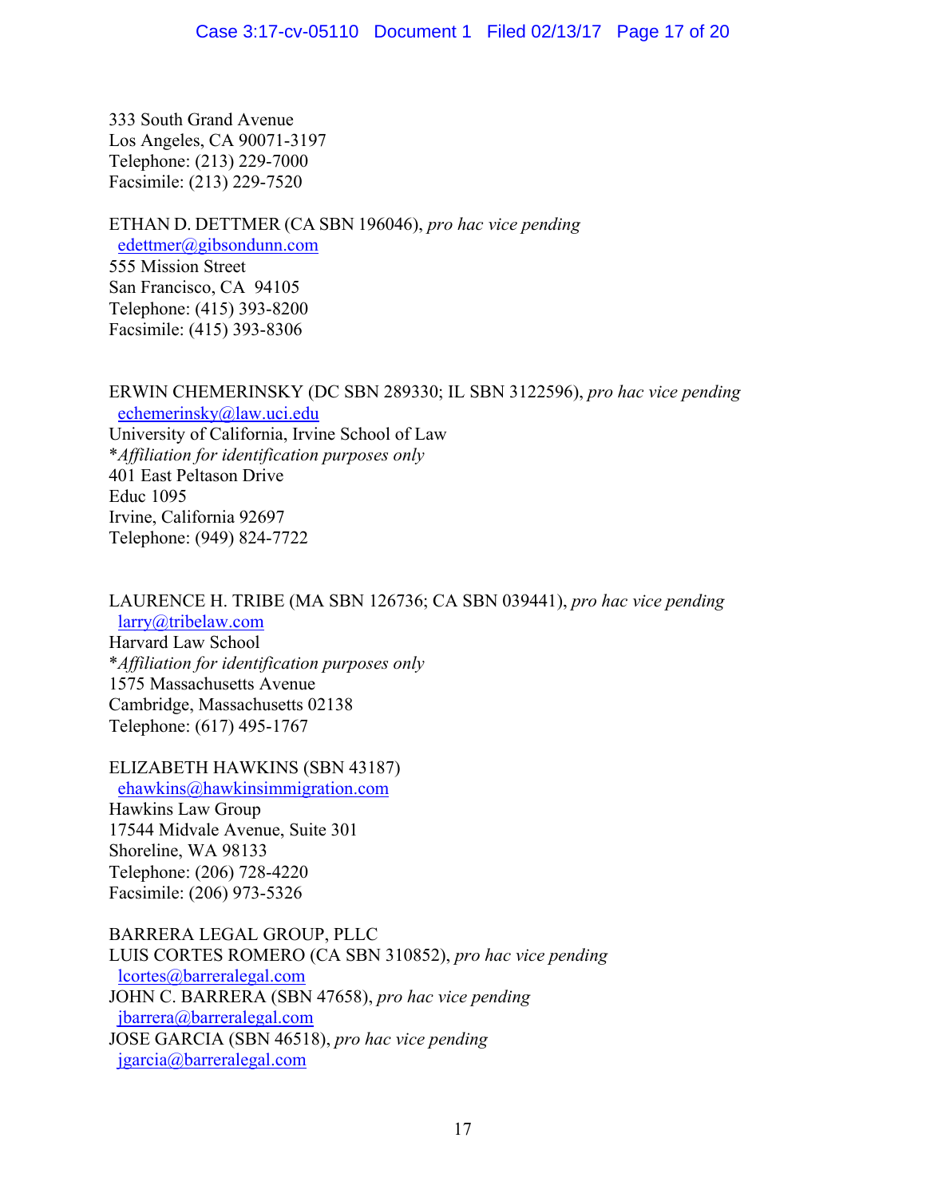333 South Grand Avenue
Los Angeles, CA 90071-3197
Telephone: (213) 229-7000
Facsimile: (213) 229-7520

ETHAN D. DETTMER (CA SBN 196046), *pro hac vice pending*
edettmer@gibsondunn.com
555 Mission Street
San Francisco, CA 94105
Telephone: (415) 393-8200
Facsimile: (415) 393-8306

ERWIN CHEMERINSKY (DC SBN 289330; IL SBN 3122596), *pro hac vice pending*
echemerinsky@law.uci.edu
University of California, Irvine School of Law
\**Affiliation for identification purposes only*
401 East Peltason Drive
Educ 1095
Irvine, California 92697
Telephone: (949) 824-7722

LAURENCE H. TRIBE (MA SBN 126736; CA SBN 039441), *pro hac vice pending*
larry@tribelaw.com
Harvard Law School
\**Affiliation for identification purposes only*
1575 Massachusetts Avenue
Cambridge, Massachusetts 02138
Telephone: (617) 495-1767

ELIZABETH HAWKINS (SBN 43187)
ehawkins@hawkinsimmigration.com
Hawkins Law Group
17544 Midvale Avenue, Suite 301
Shoreline, WA 98133
Telephone: (206) 728-4220
Facsimile: (206) 973-5326

BARRERA LEGAL GROUP, PLLC
LUIS CORTES ROMERO (CA SBN 310852), *pro hac vice pending*
lcortes@barreralegal.com
JOHN C. BARRERA (SBN 47658), *pro hac vice pending*
jbarrera@barreralegal.com
JOSE GARCIA (SBN 46518), *pro hac vice pending*
jgarcia@barreralegal.com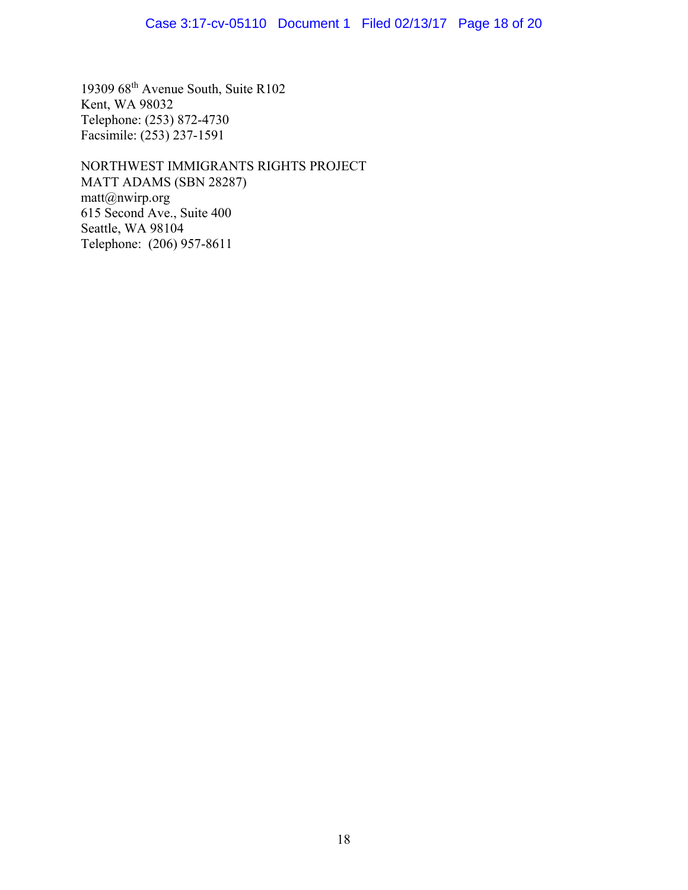19309 68th Avenue South, Suite R102
Kent, WA 98032
Telephone: (253) 872-4730
Facsimile: (253) 237-1591

NORTHWEST IMMIGRANTS RIGHTS PROJECT
MATT ADAMS (SBN 28287)
matt@nwirp.org
615 Second Ave., Suite 400
Seattle, WA 98104
Telephone: (206) 957-8611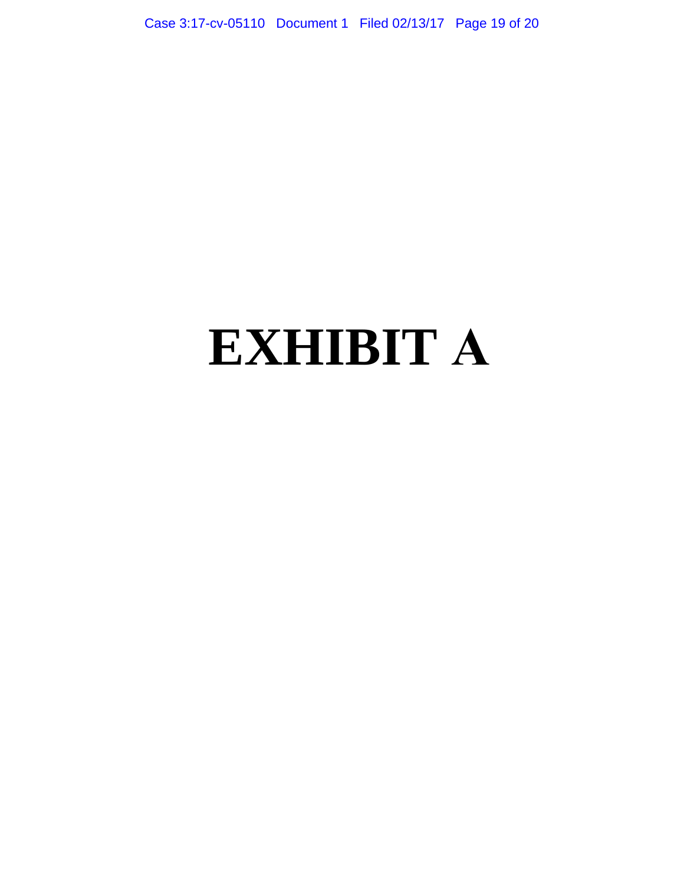# EXHIBIT A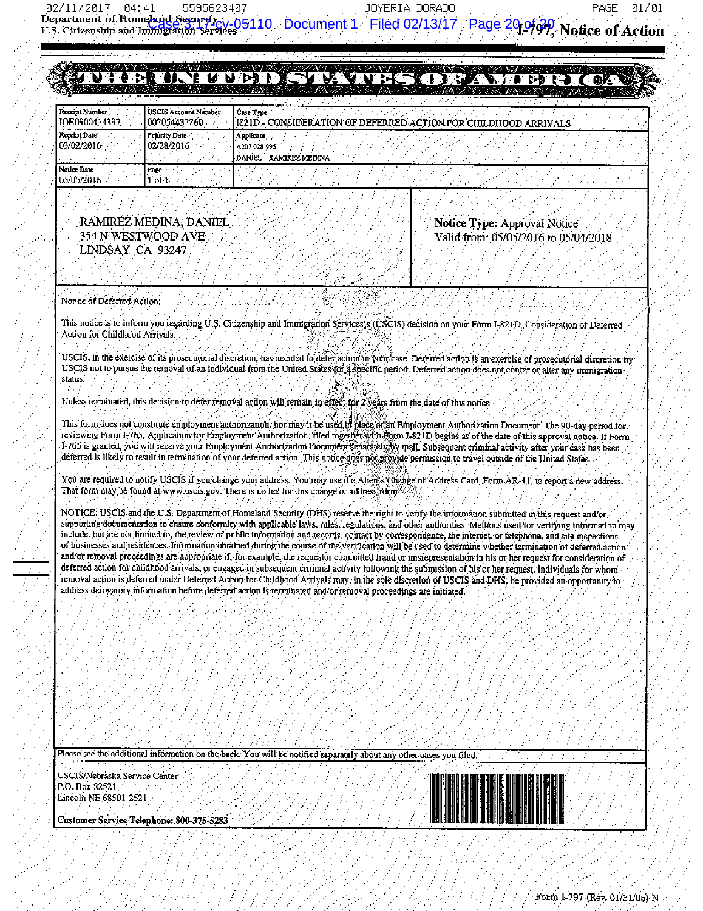Department of Homeland Security
U.S. Citizenship and Immigration Services

# I-797, Notice of Action

## THE UNITED STATES OF AMERICA

| Receipt Number | USCIS Account Number | Case Type |
|---|---|---|
| IOE0900414397 | 002054432260 | I821D - CONSIDERATION OF DEFERRED ACTION FOR CHILDHOOD ARRIVALS |
| **Receipt Date** | **Priority Date** | **Applicant** |
| 03/02/2016 | 02/28/2016 | A207 028 995<br>DANIEL RAMIREZ MEDINA |
| **Notice Date** | **Page** | |
| 05/05/2016 | 1 of 1 | |

RAMIREZ MEDINA, DANIEL
354 N WESTWOOD AVE
LINDSAY CA 93247

**Notice Type:** Approval Notice
Valid from: 05/05/2016 to 05/04/2018

Notice of Deferred Action:

This notice is to inform you regarding U.S. Citizenship and Immigration Services's (USCIS) decision on your Form I-821D, Consideration of Deferred Action for Childhood Arrivals.

USCIS, in the exercise of its prosecutorial discretion, has decided to defer action in your case. Deferred action is an exercise of prosecutorial discretion by USCIS not to pursue the removal of an individual from the United States for a specific period. Deferred action does not confer or alter any immigration status.

Unless terminated, this decision to defer removal action will remain in effect for 2 years from the date of this notice.

This form does not constitute employment authorization, nor may it be used in place of an Employment Authorization Document. The 90-day period for reviewing Form I-765, Application for Employment Authorization, filed together with Form I-821D begins as of the date of this approval notice. If Form I-765 is granted, you will receive your Employment Authorization Document separately by mail. Subsequent criminal activity after your case has been deferred is likely to result in termination of your deferred action. This notice does not provide permission to travel outside of the United States.

You are required to notify USCIS if you change your address. You may use the Alien's Change of Address Card, Form AR-11, to report a new address. That form may be found at www.uscis.gov. There is no fee for this change of address form.

NOTICE: USCIS and the U.S. Department of Homeland Security (DHS) reserve the right to verify the information submitted in this request and/or supporting documentation to ensure conformity with applicable laws, rules, regulations, and other authorities. Methods used for verifying information may include, but are not limited to, the review of public information and records, contact by correspondence, the internet, or telephone, and site inspections of businesses and residences. Information obtained during the course of the verification will be used to determine whether termination of deferred action and/or removal proceedings are appropriate if, for example, the requestor committed fraud or misrepresentation in his or her request for consideration of deferred action for childhood arrivals, or engaged in subsequent criminal activity following the submission of his or her request. Individuals for whom removal action is deferred under Deferred Action for Childhood Arrivals may, in the sole discretion of USCIS and DHS, be provided an opportunity to address derogatory information before deferred action is terminated and/or removal proceedings are initiated.

Please see the additional information on the back. You will be notified separately about any other cases you filed.

USCIS/Nebraska Service Center
P.O. Box 82521
Lincoln NE 68501-2521

**Customer Service Telephone: 800-375-5283**

Form I-797 (Rev. 01/31/05) N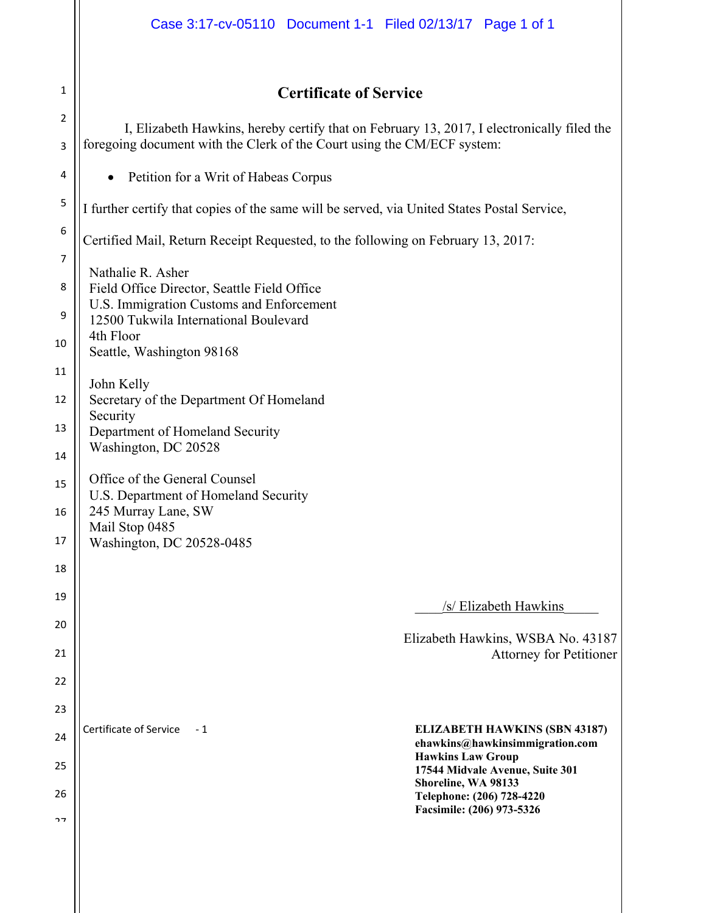# Certificate of Service

I, Elizabeth Hawkins, hereby certify that on February 13, 2017, I electronically filed the foregoing document with the Clerk of the Court using the CM/ECF system:

- Petition for a Writ of Habeas Corpus

I further certify that copies of the same will be served, via United States Postal Service,

Certified Mail, Return Receipt Requested, to the following on February 13, 2017:

Nathalie R. Asher
Field Office Director, Seattle Field Office
U.S. Immigration Customs and Enforcement
12500 Tukwila International Boulevard
4th Floor
Seattle, Washington 98168

John Kelly
Secretary of the Department Of Homeland Security
Department of Homeland Security
Washington, DC 20528

Office of the General Counsel
U.S. Department of Homeland Security
245 Murray Lane, SW
Mail Stop 0485
Washington, DC 20528-0485

/s/ Elizabeth Hawkins

Elizabeth Hawkins, WSBA No. 43187
Attorney for Petitioner

Certificate of Service - 1

**ELIZABETH HAWKINS (SBN 43187)**
**ehawkins@hawkinsimmigration.com**
**Hawkins Law Group**
**17544 Midvale Avenue, Suite 301**
**Shoreline, WA 98133**
**Telephone: (206) 728-4220**
**Facsimile: (206) 973-5326**